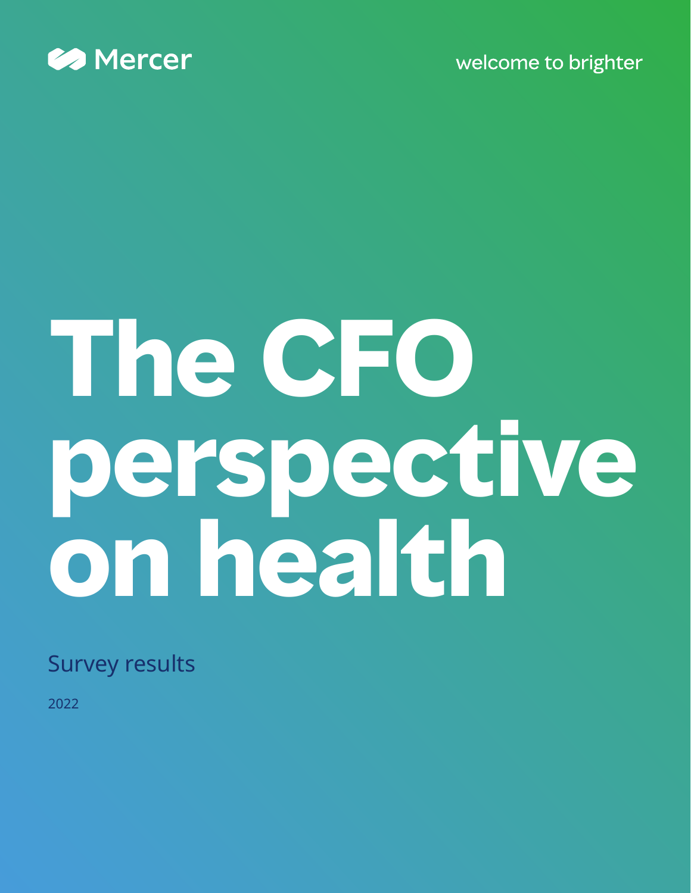Mercer

welcome to brighter

# The CFO perspective on health

## Survey results

2022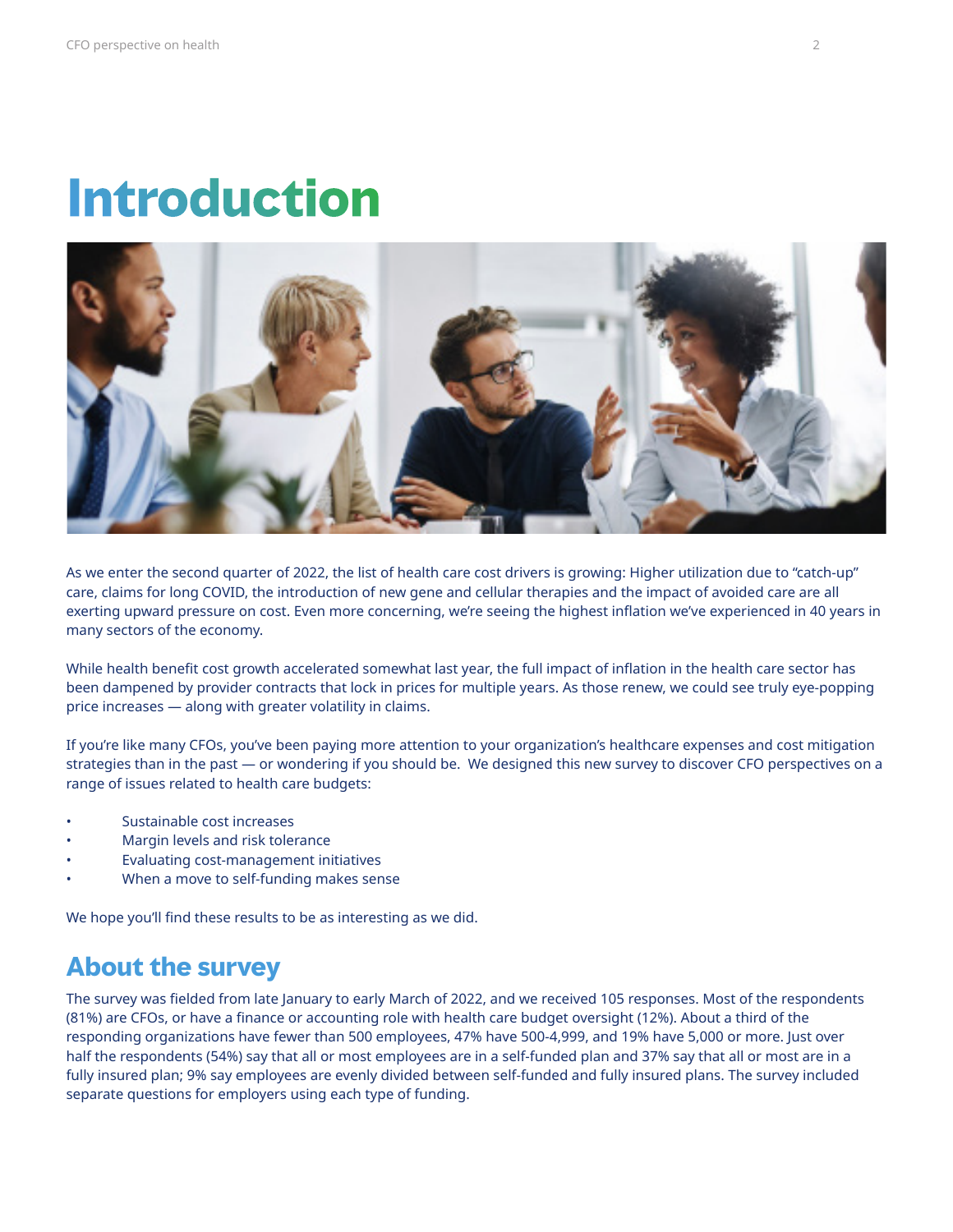# Introduction

As we enter the second quarter of 2022, the list of health care cost drivers is growing: Higher utilization due to "catch-up" care, claims for long COVID, the introduction of new gene and cellular therapies and the impact of avoided care are all exerting upward pressure on cost. Even more concerning, we're seeing the highest inflation we've experienced in 40 years in many sectors of the economy.

While health benefit cost growth accelerated somewhat last year, the full impact of inflation in the health care sector has been dampened by provider contracts that lock in prices for multiple years. As those renew, we could see truly eye-popping price increases — along with greater volatility in claims.

If you're like many CFOs, you've been paying more attention to your organization's healthcare expenses and cost mitigation strategies than in the past — or wondering if you should be. We designed this new survey to discover CFO perspectives on a range of issues related to health care budgets:

- Sustainable cost increases
- Margin levels and risk tolerance
- Evaluating cost-management initiatives
- When a move to self-funding makes sense

We hope you'll find these results to be as interesting as we did.

## About the survey

The survey was fielded from late January to early March of 2022, and we received 105 responses. Most of the respondents (81%) are CFOs, or have a finance or accounting role with health care budget oversight (12%). About a third of the responding organizations have fewer than 500 employees, 47% have 500-4,999, and 19% have 5,000 or more. Just over half the respondents (54%) say that all or most employees are in a self-funded plan and 37% say that all or most are in a fully insured plan; 9% say employees are evenly divided between self-funded and fully insured plans. The survey included separate questions for employers using each type of funding.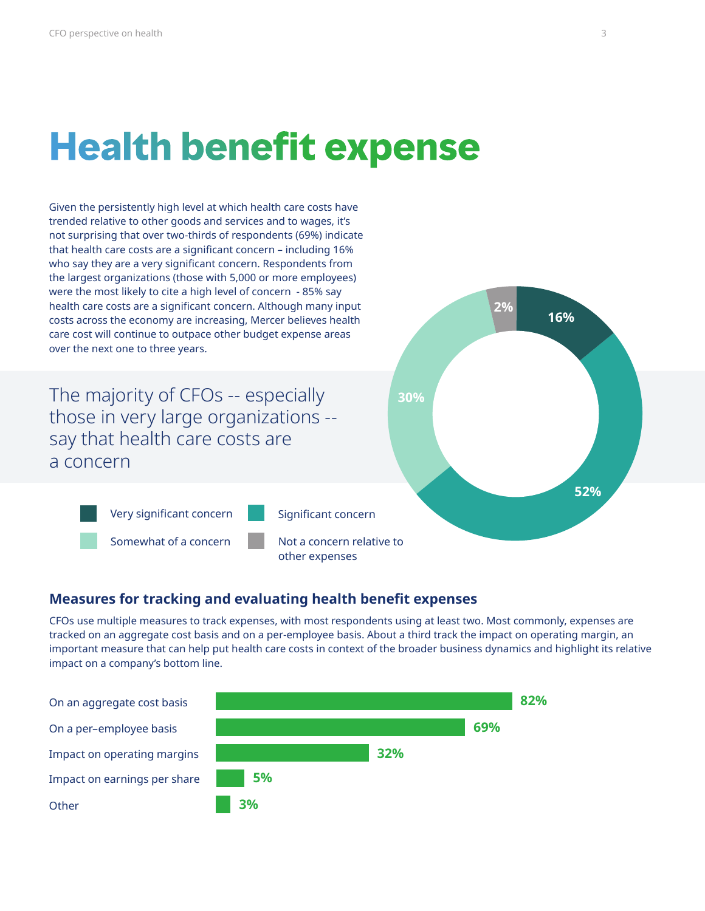# Health benefit expense

Given the persistently high level at which health care costs have trended relative to other goods and services and to wages, it's not surprising that over two-thirds of respondents (69%) indicate that health care costs are a significant concern – including 16% who say they are a very significant concern. Respondents from the largest organizations (those with 5,000 or more employees) were the most likely to cite a high level of concern - 85% say health care costs are a significant concern. Although many input costs across the economy are increasing, Mercer believes health care cost will continue to outpace other budget expense areas over the next one to three years.

The majority of CFOs -- especially those in very large organizations -- say that health care costs are a concern

| Level of concern | % |
|---|---|
| Very significant concern | 16% |
| Significant concern | 52% |
| Somewhat of a concern | 30% |
| Not a concern relative to other expenses | 2% |

### Measures for tracking and evaluating health benefit expenses

CFOs use multiple measures to track expenses, with most respondents using at least two. Most commonly, expenses are tracked on an aggregate cost basis and on a per-employee basis. About a third track the impact on operating margin, an important measure that can help put health care costs in context of the broader business dynamics and highlight its relative impact on a company's bottom line.

| Measure | % |
|---|---|
| On an aggregate cost basis | 82% |
| On a per–employee basis | 69% |
| Impact on operating margins | 32% |
| Impact on earnings per share | 5% |
| Other | 3% |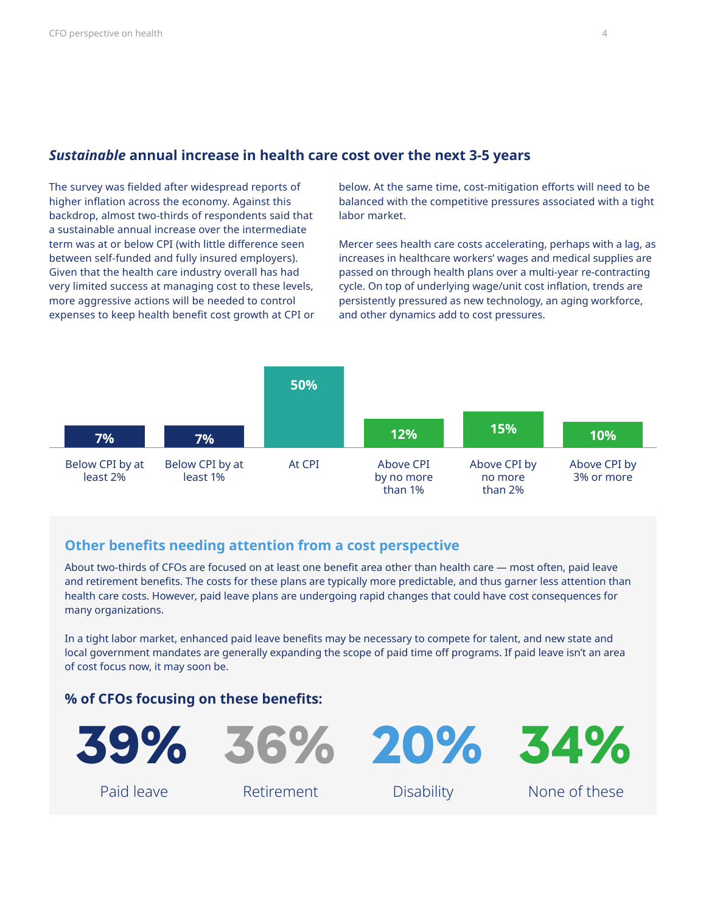## *Sustainable* annual increase in health care cost over the next 3-5 years

The survey was fielded after widespread reports of higher inflation across the economy. Against this backdrop, almost two-thirds of respondents said that a sustainable annual increase over the intermediate term was at or below CPI (with little difference seen between self-funded and fully insured employers). Given that the health care industry overall has had very limited success at managing cost to these levels, more aggressive actions will be needed to control expenses to keep health benefit cost growth at CPI or below. At the same time, cost-mitigation efforts will need to be balanced with the competitive pressures associated with a tight labor market.

Mercer sees health care costs accelerating, perhaps with a lag, as increases in healthcare workers' wages and medical supplies are passed on through health plans over a multi-year re-contracting cycle. On top of underlying wage/unit cost inflation, trends are persistently pressured as new technology, an aging workforce, and other dynamics add to cost pressures.

| Below CPI by at least 2% | Below CPI by at least 1% | At CPI | Above CPI by no more than 1% | Above CPI by no more than 2% | Above CPI by 3% or more |
|---|---|---|---|---|---|
| 7% | 7% | 50% | 12% | 15% | 10% |

### Other benefits needing attention from a cost perspective

About two-thirds of CFOs are focused on at least one benefit area other than health care — most often, paid leave and retirement benefits. The costs for these plans are typically more predictable, and thus garner less attention than health care costs. However, paid leave plans are undergoing rapid changes that could have cost consequences for many organizations.

In a tight labor market, enhanced paid leave benefits may be necessary to compete for talent, and new state and local government mandates are generally expanding the scope of paid time off programs. If paid leave isn't an area of cost focus now, it may soon be.

### % of CFOs focusing on these benefits:

| Paid leave | Retirement | Disability | None of these |
|---|---|---|---|
| 39% | 36% | 20% | 34% |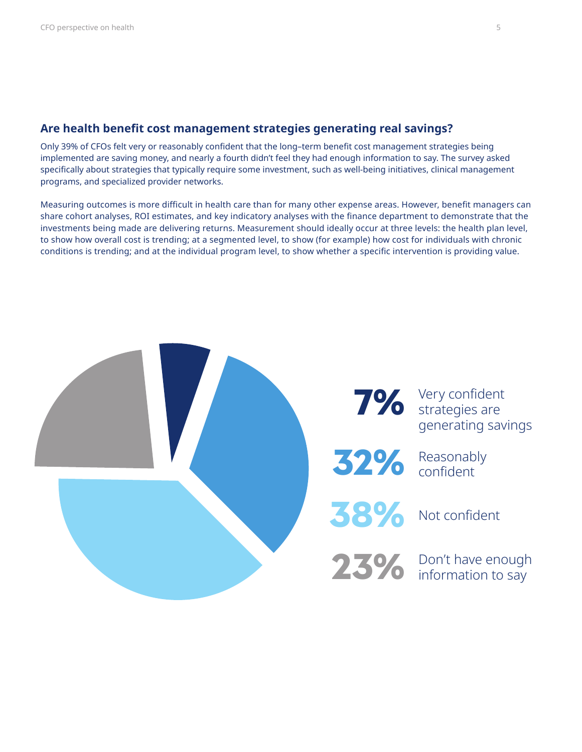## Are health benefit cost management strategies generating real savings?

Only 39% of CFOs felt very or reasonably confident that the long–term benefit cost management strategies being implemented are saving money, and nearly a fourth didn't feel they had enough information to say. The survey asked specifically about strategies that typically require some investment, such as well-being initiatives, clinical management programs, and specialized provider networks.

Measuring outcomes is more difficult in health care than for many other expense areas. However, benefit managers can share cohort analyses, ROI estimates, and key indicatory analyses with the finance department to demonstrate that the investments being made are delivering returns. Measurement should ideally occur at three levels: the health plan level, to show how overall cost is trending; at a segmented level, to show (for example) how cost for individuals with chronic conditions is trending; and at the individual program level, to show whether a specific intervention is providing value.

**7%** Very confident strategies are generating savings

**32%** Reasonably confident

**38%** Not confident

**23%** Don't have enough information to say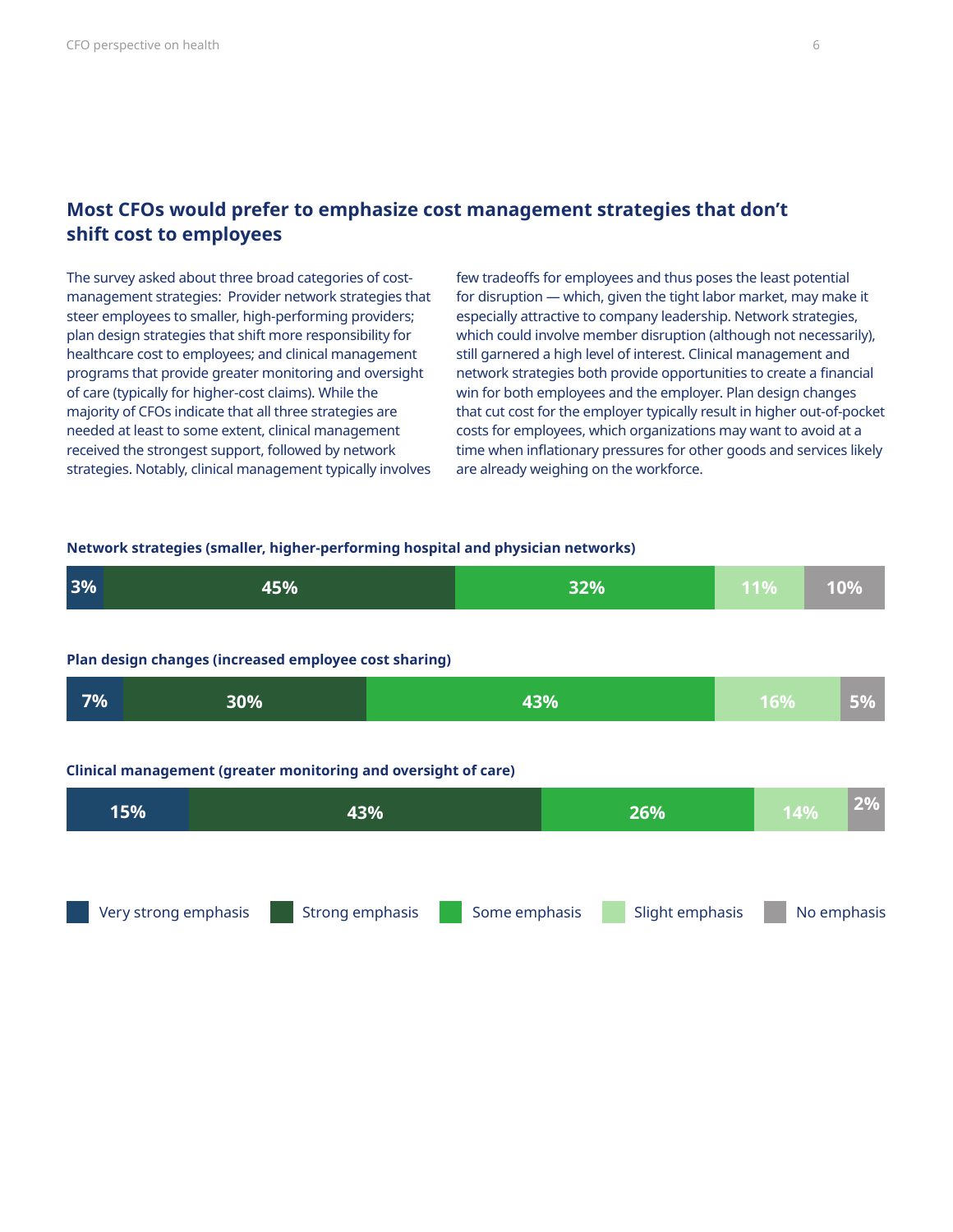## Most CFOs would prefer to emphasize cost management strategies that don't shift cost to employees

The survey asked about three broad categories of cost-management strategies: Provider network strategies that steer employees to smaller, high-performing providers; plan design strategies that shift more responsibility for healthcare cost to employees; and clinical management programs that provide greater monitoring and oversight of care (typically for higher-cost claims). While the majority of CFOs indicate that all three strategies are needed at least to some extent, clinical management received the strongest support, followed by network strategies. Notably, clinical management typically involves few tradeoffs for employees and thus poses the least potential for disruption — which, given the tight labor market, may make it especially attractive to company leadership. Network strategies, which could involve member disruption (although not necessarily), still garnered a high level of interest. Clinical management and network strategies both provide opportunities to create a financial win for both employees and the employer. Plan design changes that cut cost for the employer typically result in higher out-of-pocket costs for employees, which organizations may want to avoid at a time when inflationary pressures for other goods and services likely are already weighing on the workforce.

| | Very strong emphasis | Strong emphasis | Some emphasis | Slight emphasis | No emphasis |
|---|---|---|---|---|---|
| **Network strategies (smaller, higher-performing hospital and physician networks)** | 3% | 45% | 32% | 11% | 10% |
| **Plan design changes (increased employee cost sharing)** | 7% | 30% | 43% | 16% | 5% |
| **Clinical management (greater monitoring and oversight of care)** | 15% | 43% | 26% | 14% | 2% |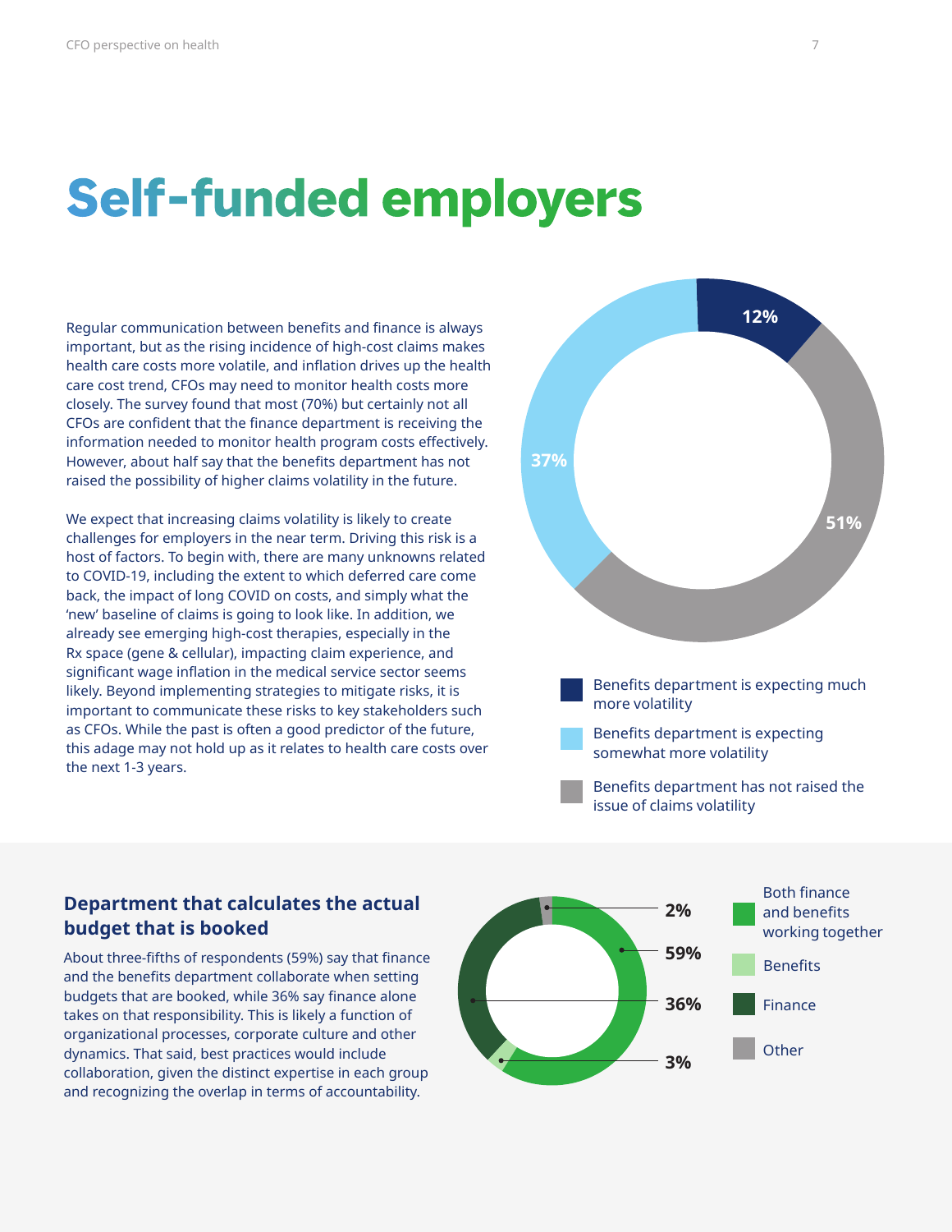# Self-funded employers

Regular communication between benefits and finance is always important, but as the rising incidence of high-cost claims makes health care costs more volatile, and inflation drives up the health care cost trend, CFOs may need to monitor health costs more closely. The survey found that most (70%) but certainly not all CFOs are confident that the finance department is receiving the information needed to monitor health program costs effectively. However, about half say that the benefits department has not raised the possibility of higher claims volatility in the future.

We expect that increasing claims volatility is likely to create challenges for employers in the near term. Driving this risk is a host of factors. To begin with, there are many unknowns related to COVID-19, including the extent to which deferred care come back, the impact of long COVID on costs, and simply what the 'new' baseline of claims is going to look like. In addition, we already see emerging high-cost therapies, especially in the Rx space (gene & cellular), impacting claim experience, and significant wage inflation in the medical service sector seems likely. Beyond implementing strategies to mitigate risks, it is important to communicate these risks to key stakeholders such as CFOs. While the past is often a good predictor of the future, this adage may not hold up as it relates to health care costs over the next 1-3 years.

| Response | Share |
|---|---|
| Benefits department is expecting much more volatility | 12% |
| Benefits department is expecting somewhat more volatility | 37% |
| Benefits department has not raised the issue of claims volatility | 51% |

### Department that calculates the actual budget that is booked

About three-fifths of respondents (59%) say that finance and the benefits department collaborate when setting budgets that are booked, while 36% say finance alone takes on that responsibility. This is likely a function of organizational processes, corporate culture and other dynamics. That said, best practices would include collaboration, given the distinct expertise in each group and recognizing the overlap in terms of accountability.

| Department | Share |
|---|---|
| Both finance and benefits working together | 59% |
| Benefits | 3% |
| Finance | 36% |
| Other | 2% |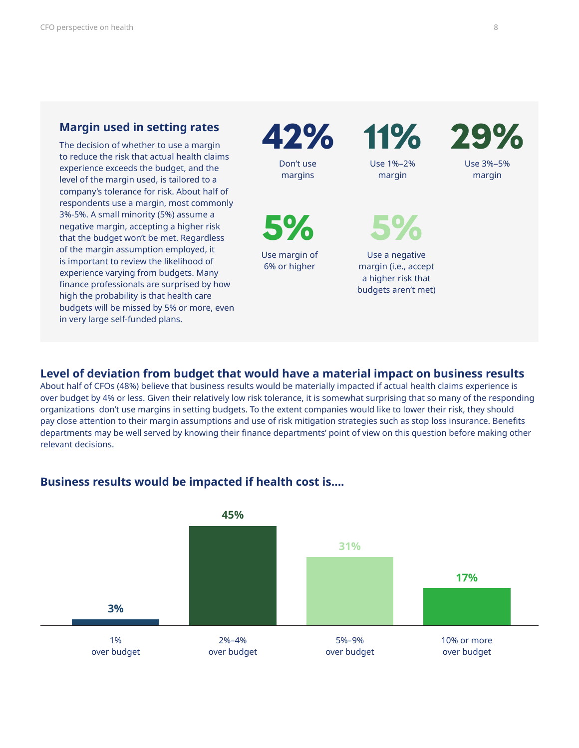## Margin used in setting rates

The decision of whether to use a margin to reduce the risk that actual health claims experience exceeds the budget, and the level of the margin used, is tailored to a company's tolerance for risk. About half of respondents use a margin, most commonly 3%-5%. A small minority (5%) assume a negative margin, accepting a higher risk that the budget won't be met. Regardless of the margin assumption employed, it is important to review the likelihood of experience varying from budgets. Many finance professionals are surprised by how high the probability is that health care budgets will be missed by 5% or more, even in very large self-funded plans.

**42%**
Don't use margins

**11%**
Use 1%–2% margin

**29%**
Use 3%–5% margin

**5%**
Use margin of 6% or higher

**5%**
Use a negative margin (i.e., accept a higher risk that budgets aren't met)

## Level of deviation from budget that would have a material impact on business results

About half of CFOs (48%) believe that business results would be materially impacted if actual health claims experience is over budget by 4% or less. Given their relatively low risk tolerance, it is somewhat surprising that so many of the responding organizations don't use margins in setting budgets. To the extent companies would like to lower their risk, they should pay close attention to their margin assumptions and use of risk mitigation strategies such as stop loss insurance. Benefits departments may be well served by knowing their finance departments' point of view on this question before making other relevant decisions.

### Business results would be impacted if health cost is....

| Over budget | Percentage |
|---|---|
| 1% over budget | 3% |
| 2%–4% over budget | 45% |
| 5%–9% over budget | 31% |
| 10% or more over budget | 17% |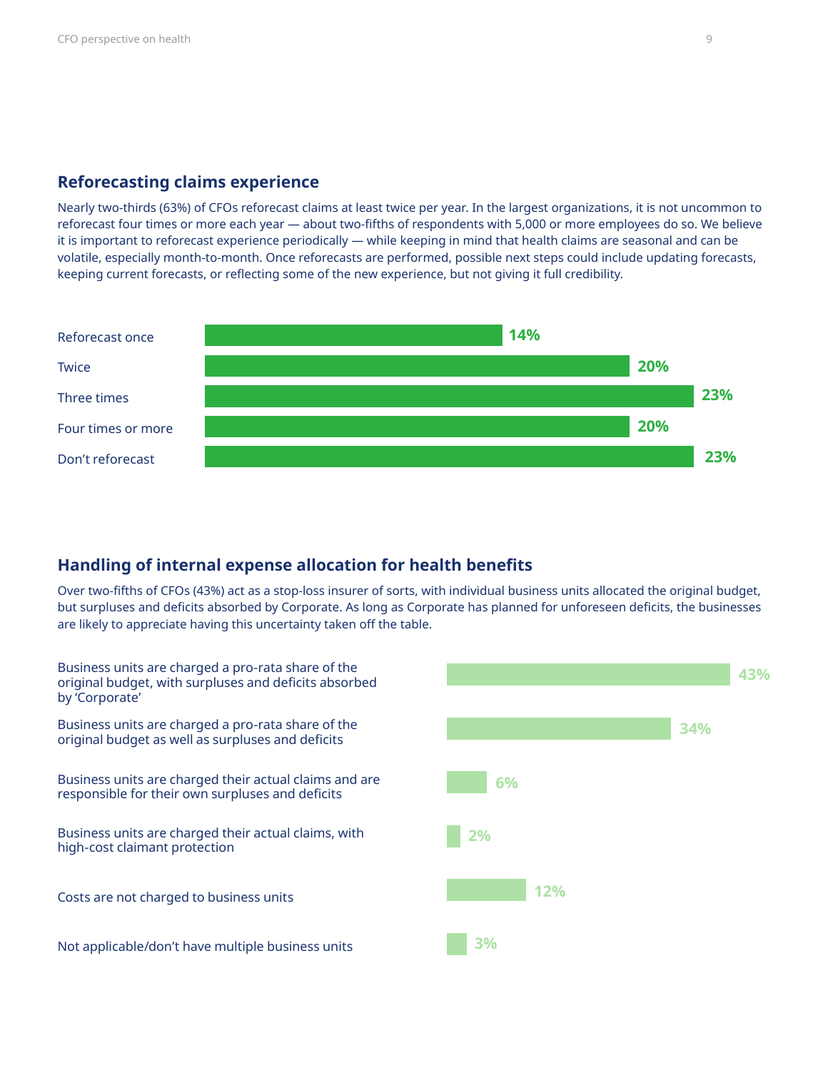## Reforecasting claims experience

Nearly two-thirds (63%) of CFOs reforecast claims at least twice per year. In the largest organizations, it is not uncommon to reforecast four times or more each year — about two-fifths of respondents with 5,000 or more employees do so. We believe it is important to reforecast experience periodically — while keeping in mind that health claims are seasonal and can be volatile, especially month-to-month. Once reforecasts are performed, possible next steps could include updating forecasts, keeping current forecasts, or reflecting some of the new experience, but not giving it full credibility.

| Reforecasting frequency | Percentage |
|---|---|
| Reforecast once | 14% |
| Twice | 20% |
| Three times | 23% |
| Four times or more | 20% |
| Don't reforecast | 23% |

## Handling of internal expense allocation for health benefits

Over two-fifths of CFOs (43%) act as a stop-loss insurer of sorts, with individual business units allocated the original budget, but surpluses and deficits absorbed by Corporate. As long as Corporate has planned for unforeseen deficits, the businesses are likely to appreciate having this uncertainty taken off the table.

| Allocation approach | Percentage |
|---|---|
| Business units are charged a pro-rata share of the original budget, with surpluses and deficits absorbed by 'Corporate' | 43% |
| Business units are charged a pro-rata share of the original budget as well as surpluses and deficits | 34% |
| Business units are charged their actual claims and are responsible for their own surpluses and deficits | 6% |
| Business units are charged their actual claims, with high-cost claimant protection | 2% |
| Costs are not charged to business units | 12% |
| Not applicable/don't have multiple business units | 3% |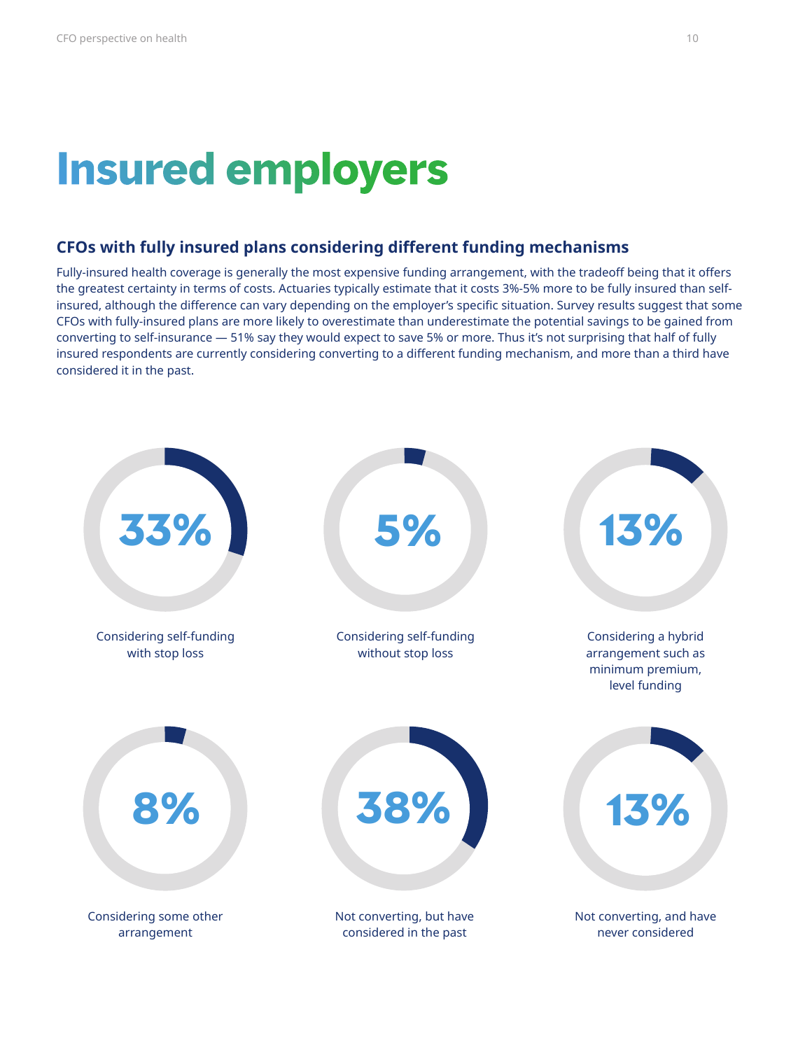# Insured employers

## CFOs with fully insured plans considering different funding mechanisms

Fully-insured health coverage is generally the most expensive funding arrangement, with the tradeoff being that it offers the greatest certainty in terms of costs. Actuaries typically estimate that it costs 3%-5% more to be fully insured than self-insured, although the difference can vary depending on the employer's specific situation. Survey results suggest that some CFOs with fully-insured plans are more likely to overestimate than underestimate the potential savings to be gained from converting to self-insurance — 51% say they would expect to save 5% or more. Thus it's not surprising that half of fully insured respondents are currently considering converting to a different funding mechanism, and more than a third have considered it in the past.

**33%**
Considering self-funding with stop loss

**5%**
Considering self-funding without stop loss

**13%**
Considering a hybrid arrangement such as minimum premium, level funding

**8%**
Considering some other arrangement

**38%**
Not converting, but have considered in the past

**13%**
Not converting, and have never considered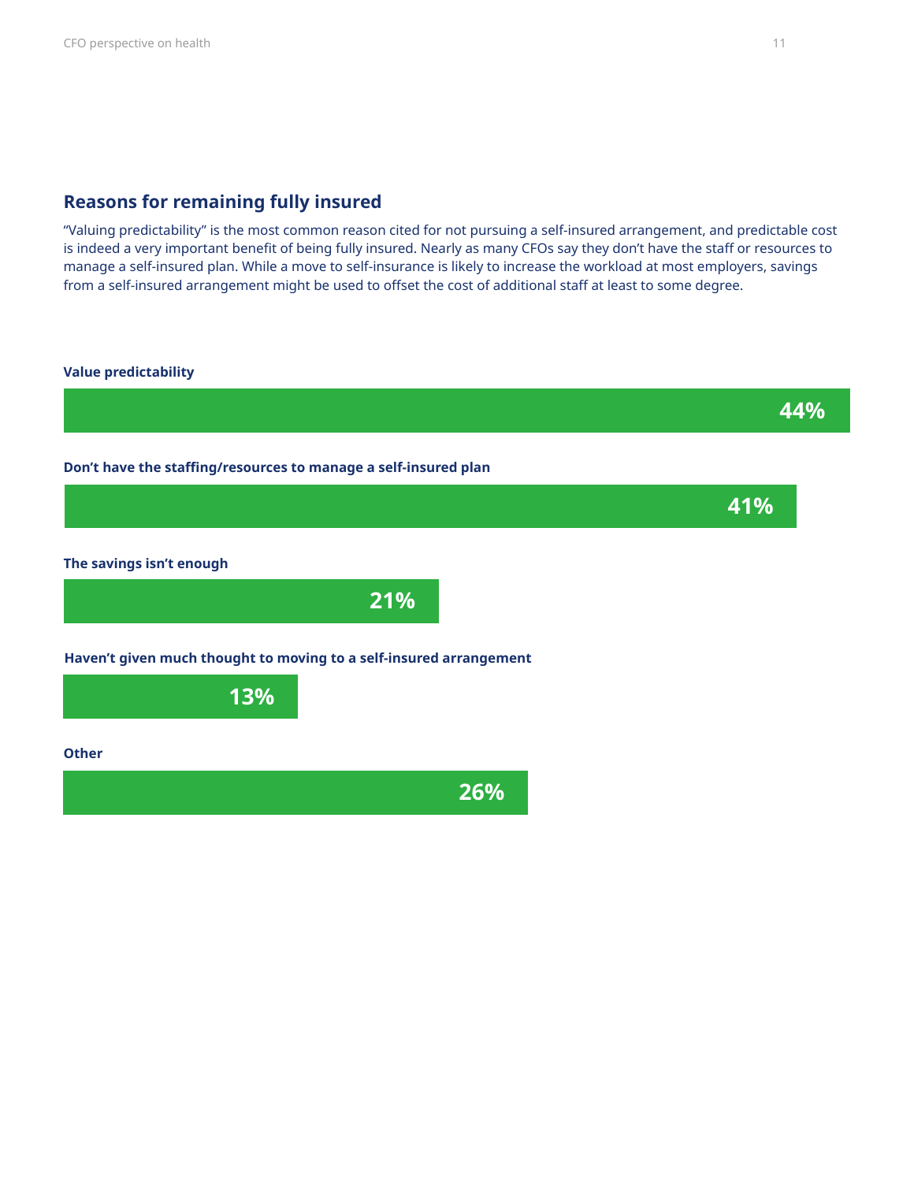## Reasons for remaining fully insured

“Valuing predictability” is the most common reason cited for not pursuing a self-insured arrangement, and predictable cost is indeed a very important benefit of being fully insured. Nearly as many CFOs say they don’t have the staff or resources to manage a self-insured plan. While a move to self-insurance is likely to increase the workload at most employers, savings from a self-insured arrangement might be used to offset the cost of additional staff at least to some degree.

| Reason | Percentage |
| --- | --- |
| Value predictability | 44% |
| Don’t have the staffing/resources to manage a self-insured plan | 41% |
| The savings isn’t enough | 21% |
| Haven’t given much thought to moving to a self-insured arrangement | 13% |
| Other | 26% |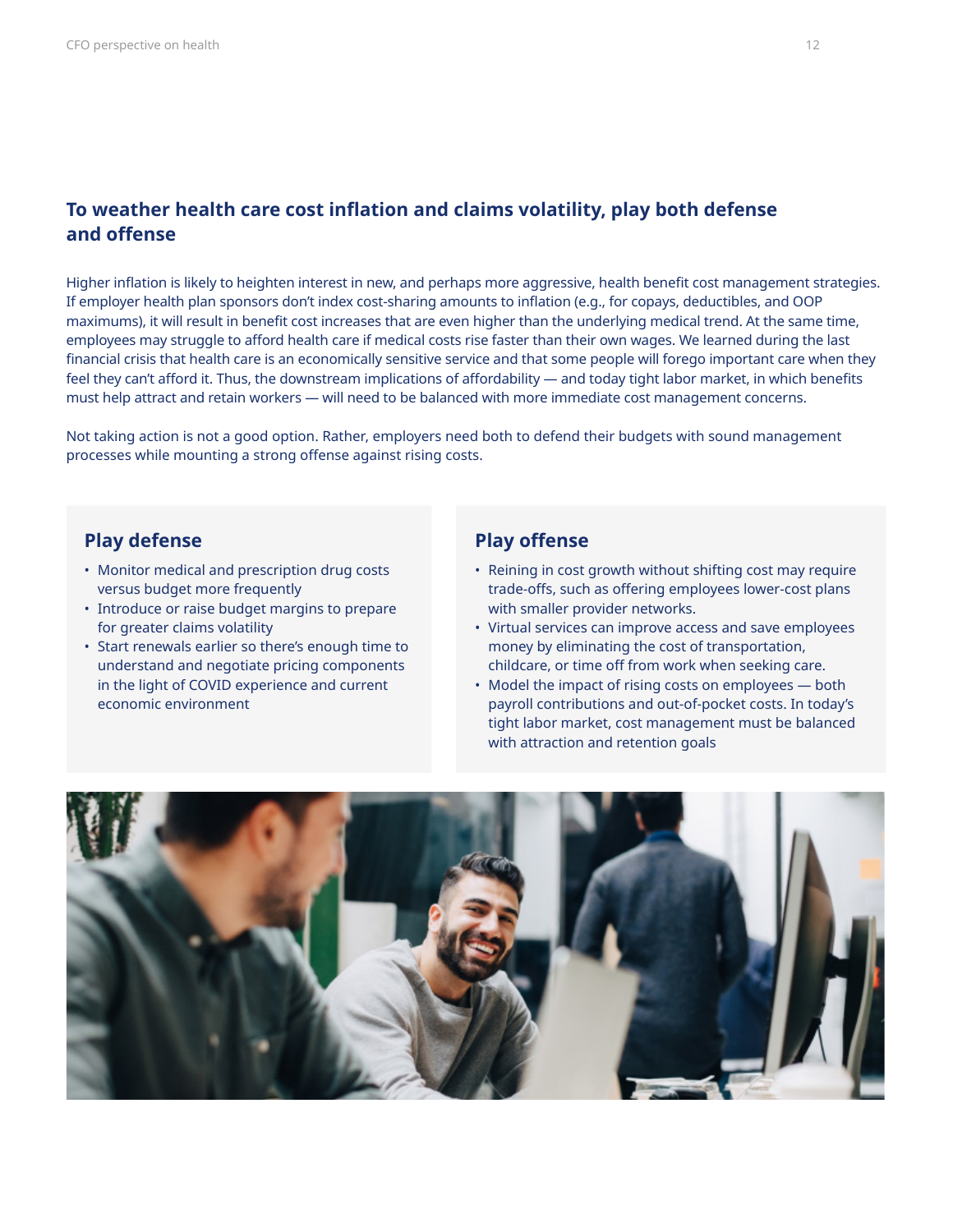## To weather health care cost inflation and claims volatility, play both defense and offense

Higher inflation is likely to heighten interest in new, and perhaps more aggressive, health benefit cost management strategies. If employer health plan sponsors don't index cost-sharing amounts to inflation (e.g., for copays, deductibles, and OOP maximums), it will result in benefit cost increases that are even higher than the underlying medical trend. At the same time, employees may struggle to afford health care if medical costs rise faster than their own wages. We learned during the last financial crisis that health care is an economically sensitive service and that some people will forego important care when they feel they can't afford it. Thus, the downstream implications of affordability — and today tight labor market, in which benefits must help attract and retain workers — will need to be balanced with more immediate cost management concerns.

Not taking action is not a good option. Rather, employers need both to defend their budgets with sound management processes while mounting a strong offense against rising costs.

### Play defense

- Monitor medical and prescription drug costs versus budget more frequently
- Introduce or raise budget margins to prepare for greater claims volatility
- Start renewals earlier so there's enough time to understand and negotiate pricing components in the light of COVID experience and current economic environment

### Play offense

- Reining in cost growth without shifting cost may require trade-offs, such as offering employees lower-cost plans with smaller provider networks.
- Virtual services can improve access and save employees money by eliminating the cost of transportation, childcare, or time off from work when seeking care.
- Model the impact of rising costs on employees — both payroll contributions and out-of-pocket costs. In today's tight labor market, cost management must be balanced with attraction and retention goals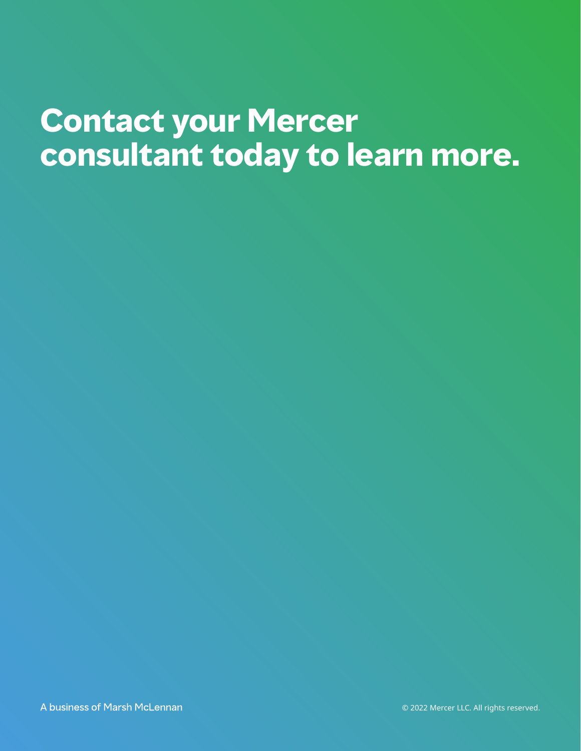# Contact your Mercer consultant today to learn more.

A business of Marsh McLennan

© 2022 Mercer LLC. All rights reserved.